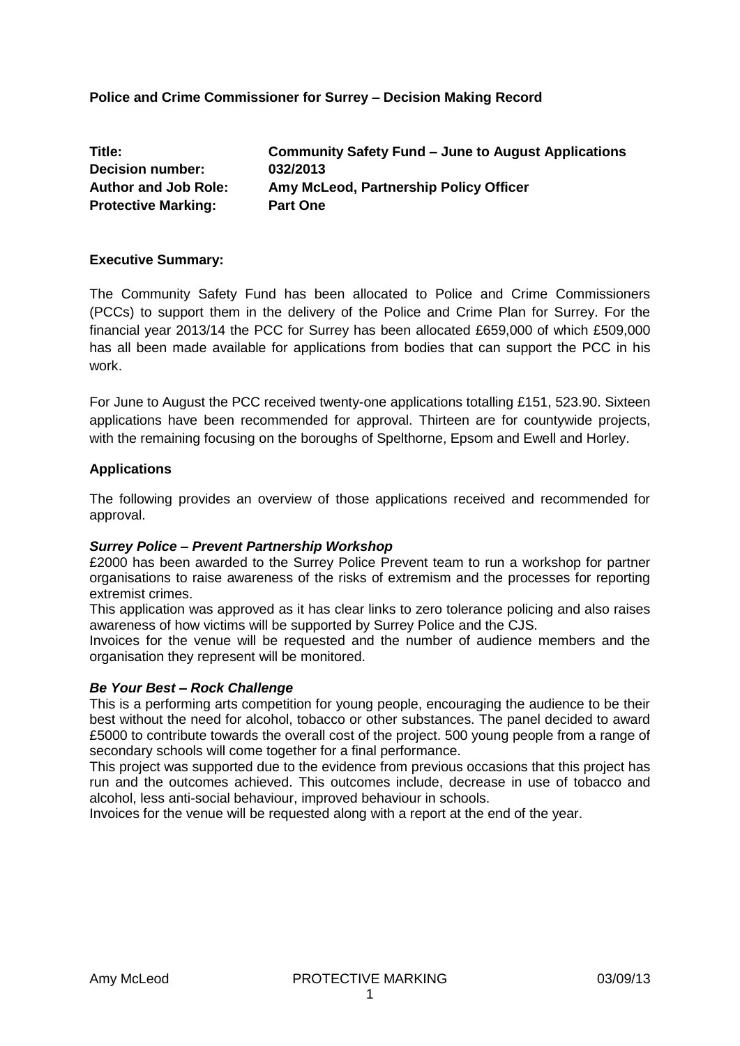**Police and Crime Commissioner for Surrey – Decision Making Record**

| | |
|---|---|
| **Title:** | **Community Safety Fund – June to August Applications** |
| **Decision number:** | **032/2013** |
| **Author and Job Role:** | **Amy McLeod, Partnership Policy Officer** |
| **Protective Marking:** | **Part One** |

**Executive Summary:**

The Community Safety Fund has been allocated to Police and Crime Commissioners (PCCs) to support them in the delivery of the Police and Crime Plan for Surrey. For the financial year 2013/14 the PCC for Surrey has been allocated £659,000 of which £509,000 has all been made available for applications from bodies that can support the PCC in his work.

For June to August the PCC received twenty-one applications totalling £151, 523.90. Sixteen applications have been recommended for approval. Thirteen are for countywide projects, with the remaining focusing on the boroughs of Spelthorne, Epsom and Ewell and Horley.

**Applications**

The following provides an overview of those applications received and recommended for approval.

***Surrey Police – Prevent Partnership Workshop***

£2000 has been awarded to the Surrey Police Prevent team to run a workshop for partner organisations to raise awareness of the risks of extremism and the processes for reporting extremist crimes.

This application was approved as it has clear links to zero tolerance policing and also raises awareness of how victims will be supported by Surrey Police and the CJS.

Invoices for the venue will be requested and the number of audience members and the organisation they represent will be monitored.

***Be Your Best – Rock Challenge***

This is a performing arts competition for young people, encouraging the audience to be their best without the need for alcohol, tobacco or other substances. The panel decided to award £5000 to contribute towards the overall cost of the project. 500 young people from a range of secondary schools will come together for a final performance.

This project was supported due to the evidence from previous occasions that this project has run and the outcomes achieved. This outcomes include, decrease in use of tobacco and alcohol, less anti-social behaviour, improved behaviour in schools.

Invoices for the venue will be requested along with a report at the end of the year.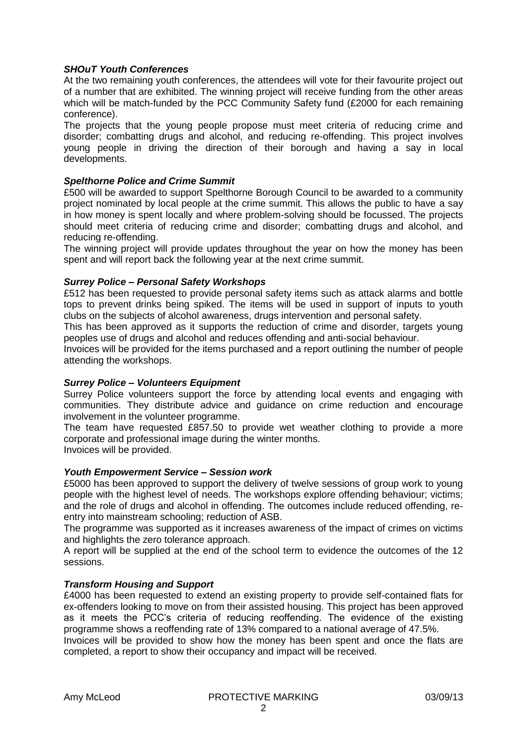### *SHOuT Youth Conferences*

At the two remaining youth conferences, the attendees will vote for their favourite project out of a number that are exhibited. The winning project will receive funding from the other areas which will be match-funded by the PCC Community Safety fund (£2000 for each remaining conference).

The projects that the young people propose must meet criteria of reducing crime and disorder; combatting drugs and alcohol, and reducing re-offending. This project involves young people in driving the direction of their borough and having a say in local developments.

### *Spelthorne Police and Crime Summit*

£500 will be awarded to support Spelthorne Borough Council to be awarded to a community project nominated by local people at the crime summit. This allows the public to have a say in how money is spent locally and where problem-solving should be focussed. The projects should meet criteria of reducing crime and disorder; combatting drugs and alcohol, and reducing re-offending.

The winning project will provide updates throughout the year on how the money has been spent and will report back the following year at the next crime summit.

### *Surrey Police – Personal Safety Workshops*

£512 has been requested to provide personal safety items such as attack alarms and bottle tops to prevent drinks being spiked. The items will be used in support of inputs to youth clubs on the subjects of alcohol awareness, drugs intervention and personal safety.

This has been approved as it supports the reduction of crime and disorder, targets young peoples use of drugs and alcohol and reduces offending and anti-social behaviour.

Invoices will be provided for the items purchased and a report outlining the number of people attending the workshops.

### *Surrey Police – Volunteers Equipment*

Surrey Police volunteers support the force by attending local events and engaging with communities. They distribute advice and guidance on crime reduction and encourage involvement in the volunteer programme.

The team have requested £857.50 to provide wet weather clothing to provide a more corporate and professional image during the winter months.

Invoices will be provided.

### *Youth Empowerment Service – Session work*

£5000 has been approved to support the delivery of twelve sessions of group work to young people with the highest level of needs. The workshops explore offending behaviour; victims; and the role of drugs and alcohol in offending. The outcomes include reduced offending, re-entry into mainstream schooling; reduction of ASB.

The programme was supported as it increases awareness of the impact of crimes on victims and highlights the zero tolerance approach.

A report will be supplied at the end of the school term to evidence the outcomes of the 12 sessions.

### *Transform Housing and Support*

£4000 has been requested to extend an existing property to provide self-contained flats for ex-offenders looking to move on from their assisted housing. This project has been approved as it meets the PCC's criteria of reducing reoffending. The evidence of the existing programme shows a reoffending rate of 13% compared to a national average of 47.5%.

Invoices will be provided to show how the money has been spent and once the flats are completed, a report to show their occupancy and impact will be received.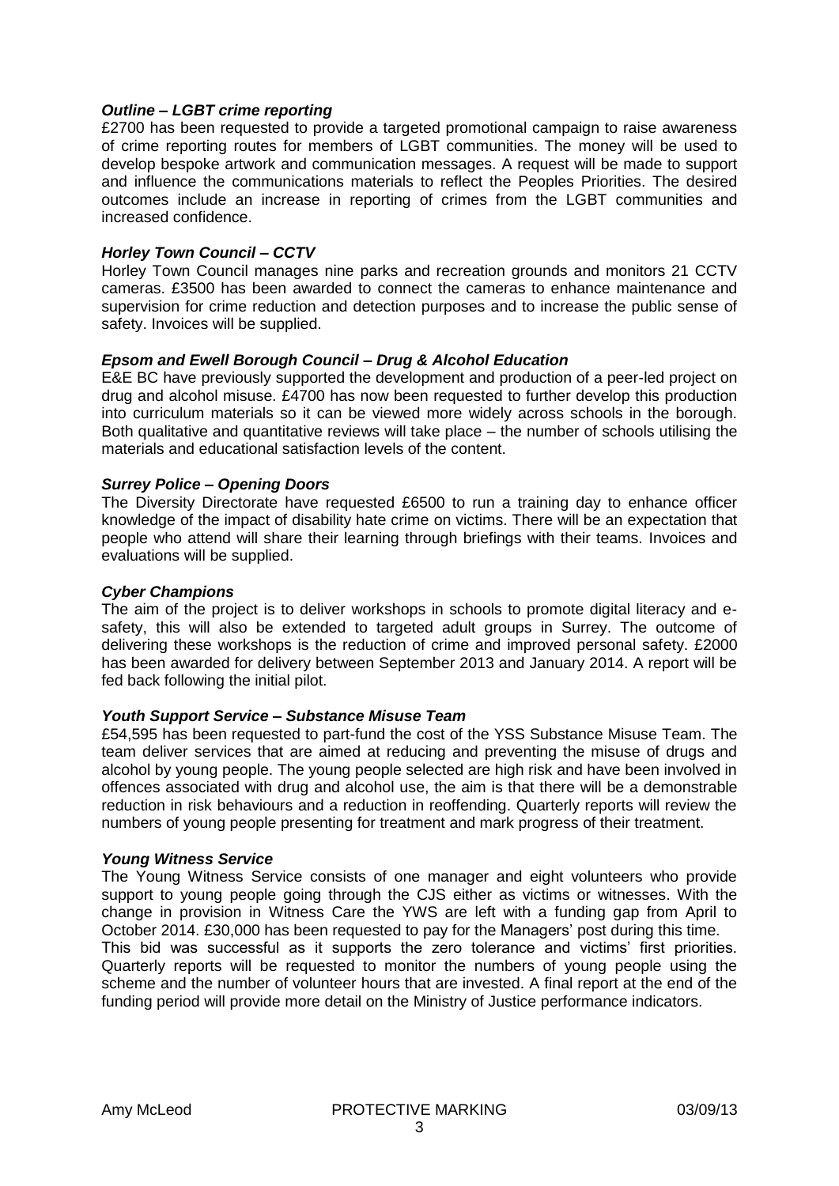### *Outline – LGBT crime reporting*

£2700 has been requested to provide a targeted promotional campaign to raise awareness of crime reporting routes for members of LGBT communities. The money will be used to develop bespoke artwork and communication messages. A request will be made to support and influence the communications materials to reflect the Peoples Priorities. The desired outcomes include an increase in reporting of crimes from the LGBT communities and increased confidence.

### *Horley Town Council – CCTV*

Horley Town Council manages nine parks and recreation grounds and monitors 21 CCTV cameras. £3500 has been awarded to connect the cameras to enhance maintenance and supervision for crime reduction and detection purposes and to increase the public sense of safety. Invoices will be supplied.

### *Epsom and Ewell Borough Council – Drug & Alcohol Education*

E&E BC have previously supported the development and production of a peer-led project on drug and alcohol misuse. £4700 has now been requested to further develop this production into curriculum materials so it can be viewed more widely across schools in the borough. Both qualitative and quantitative reviews will take place – the number of schools utilising the materials and educational satisfaction levels of the content.

### *Surrey Police – Opening Doors*

The Diversity Directorate have requested £6500 to run a training day to enhance officer knowledge of the impact of disability hate crime on victims. There will be an expectation that people who attend will share their learning through briefings with their teams. Invoices and evaluations will be supplied.

### *Cyber Champions*

The aim of the project is to deliver workshops in schools to promote digital literacy and e-safety, this will also be extended to targeted adult groups in Surrey. The outcome of delivering these workshops is the reduction of crime and improved personal safety. £2000 has been awarded for delivery between September 2013 and January 2014. A report will be fed back following the initial pilot.

### *Youth Support Service – Substance Misuse Team*

£54,595 has been requested to part-fund the cost of the YSS Substance Misuse Team. The team deliver services that are aimed at reducing and preventing the misuse of drugs and alcohol by young people. The young people selected are high risk and have been involved in offences associated with drug and alcohol use, the aim is that there will be a demonstrable reduction in risk behaviours and a reduction in reoffending. Quarterly reports will review the numbers of young people presenting for treatment and mark progress of their treatment.

### *Young Witness Service*

The Young Witness Service consists of one manager and eight volunteers who provide support to young people going through the CJS either as victims or witnesses. With the change in provision in Witness Care the YWS are left with a funding gap from April to October 2014. £30,000 has been requested to pay for the Managers' post during this time.

This bid was successful as it supports the zero tolerance and victims' first priorities. Quarterly reports will be requested to monitor the numbers of young people using the scheme and the number of volunteer hours that are invested. A final report at the end of the funding period will provide more detail on the Ministry of Justice performance indicators.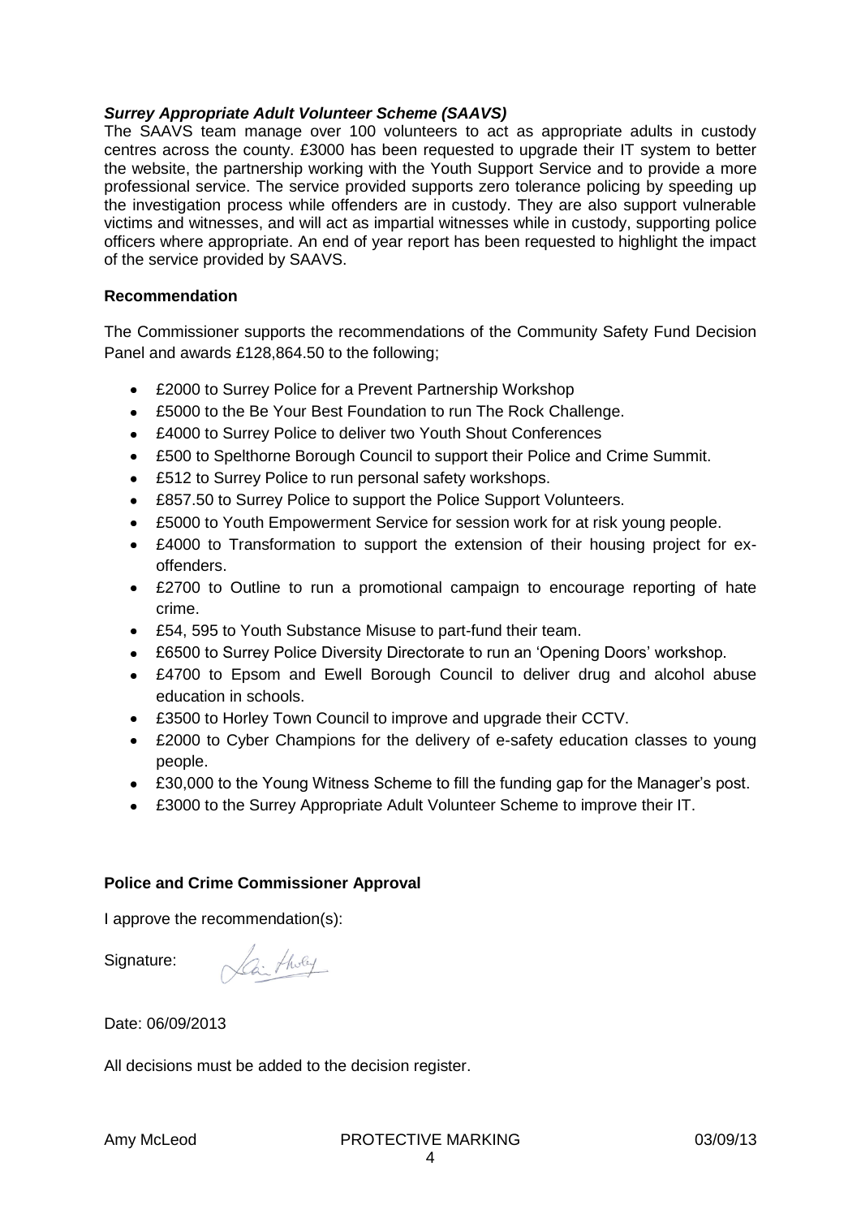***Surrey Appropriate Adult Volunteer Scheme (SAAVS)***

The SAAVS team manage over 100 volunteers to act as appropriate adults in custody centres across the county. £3000 has been requested to upgrade their IT system to better the website, the partnership working with the Youth Support Service and to provide a more professional service. The service provided supports zero tolerance policing by speeding up the investigation process while offenders are in custody. They are also support vulnerable victims and witnesses, and will act as impartial witnesses while in custody, supporting police officers where appropriate. An end of year report has been requested to highlight the impact of the service provided by SAAVS.

**Recommendation**

The Commissioner supports the recommendations of the Community Safety Fund Decision Panel and awards £128,864.50 to the following;

- £2000 to Surrey Police for a Prevent Partnership Workshop
- £5000 to the Be Your Best Foundation to run The Rock Challenge.
- £4000 to Surrey Police to deliver two Youth Shout Conferences
- £500 to Spelthorne Borough Council to support their Police and Crime Summit.
- £512 to Surrey Police to run personal safety workshops.
- £857.50 to Surrey Police to support the Police Support Volunteers.
- £5000 to Youth Empowerment Service for session work for at risk young people.
- £4000 to Transformation to support the extension of their housing project for ex-offenders.
- £2700 to Outline to run a promotional campaign to encourage reporting of hate crime.
- £54, 595 to Youth Substance Misuse to part-fund their team.
- £6500 to Surrey Police Diversity Directorate to run an 'Opening Doors' workshop.
- £4700 to Epsom and Ewell Borough Council to deliver drug and alcohol abuse education in schools.
- £3500 to Horley Town Council to improve and upgrade their CCTV.
- £2000 to Cyber Champions for the delivery of e-safety education classes to young people.
- £30,000 to the Young Witness Scheme to fill the funding gap for the Manager's post.
- £3000 to the Surrey Appropriate Adult Volunteer Scheme to improve their IT.

**Police and Crime Commissioner Approval**

I approve the recommendation(s):

Signature:

Date: 06/09/2013

All decisions must be added to the decision register.

Amy McLeod PROTECTIVE MARKING 03/09/13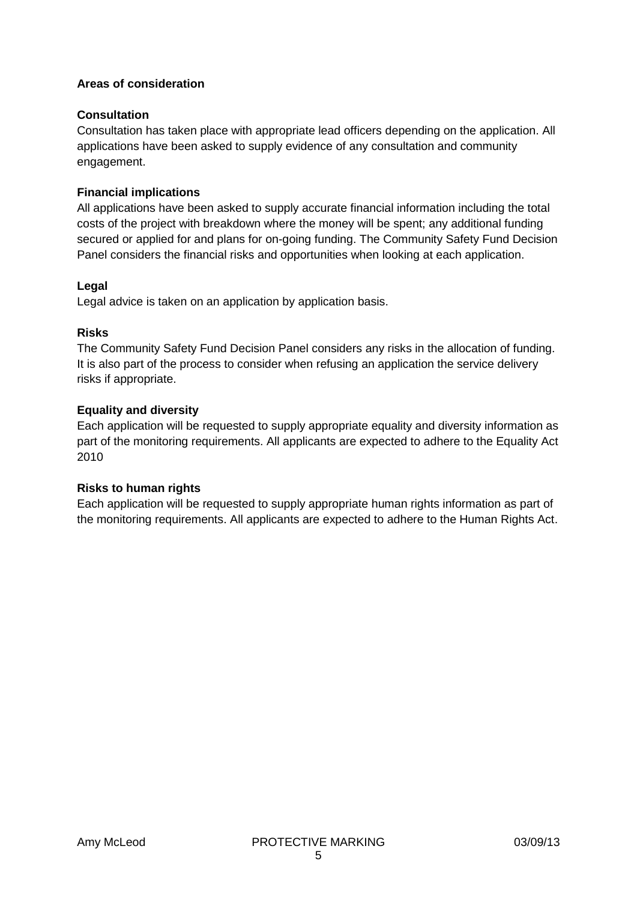**Areas of consideration**

**Consultation**

Consultation has taken place with appropriate lead officers depending on the application. All applications have been asked to supply evidence of any consultation and community engagement.

**Financial implications**

All applications have been asked to supply accurate financial information including the total costs of the project with breakdown where the money will be spent; any additional funding secured or applied for and plans for on-going funding. The Community Safety Fund Decision Panel considers the financial risks and opportunities when looking at each application.

**Legal**

Legal advice is taken on an application by application basis.

**Risks**

The Community Safety Fund Decision Panel considers any risks in the allocation of funding. It is also part of the process to consider when refusing an application the service delivery risks if appropriate.

**Equality and diversity**

Each application will be requested to supply appropriate equality and diversity information as part of the monitoring requirements. All applicants are expected to adhere to the Equality Act 2010

**Risks to human rights**

Each application will be requested to supply appropriate human rights information as part of the monitoring requirements. All applicants are expected to adhere to the Human Rights Act.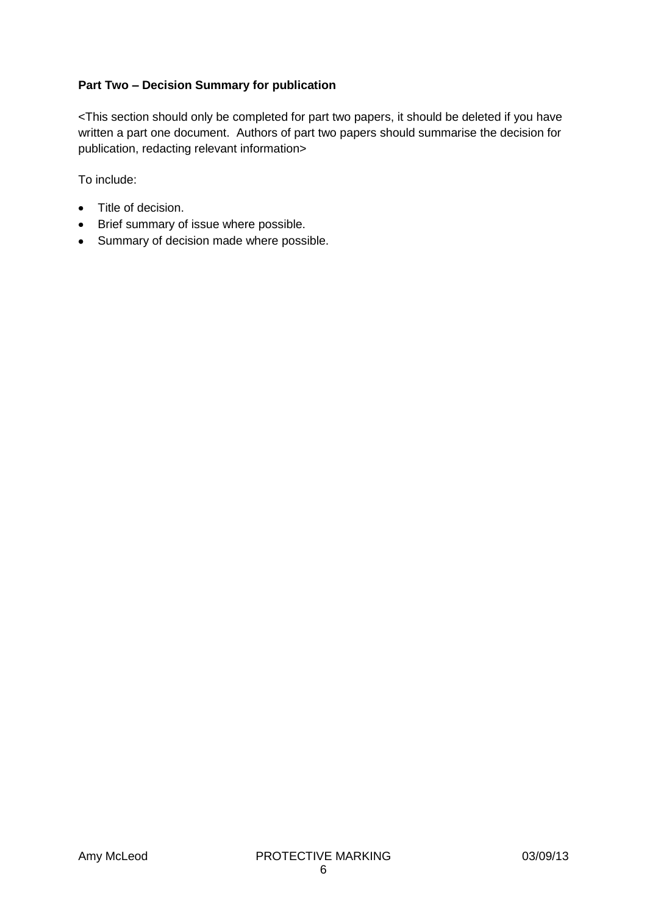**Part Two – Decision Summary for publication**

<This section should only be completed for part two papers, it should be deleted if you have written a part one document. Authors of part two papers should summarise the decision for publication, redacting relevant information>

To include:

- Title of decision.
- Brief summary of issue where possible.
- Summary of decision made where possible.